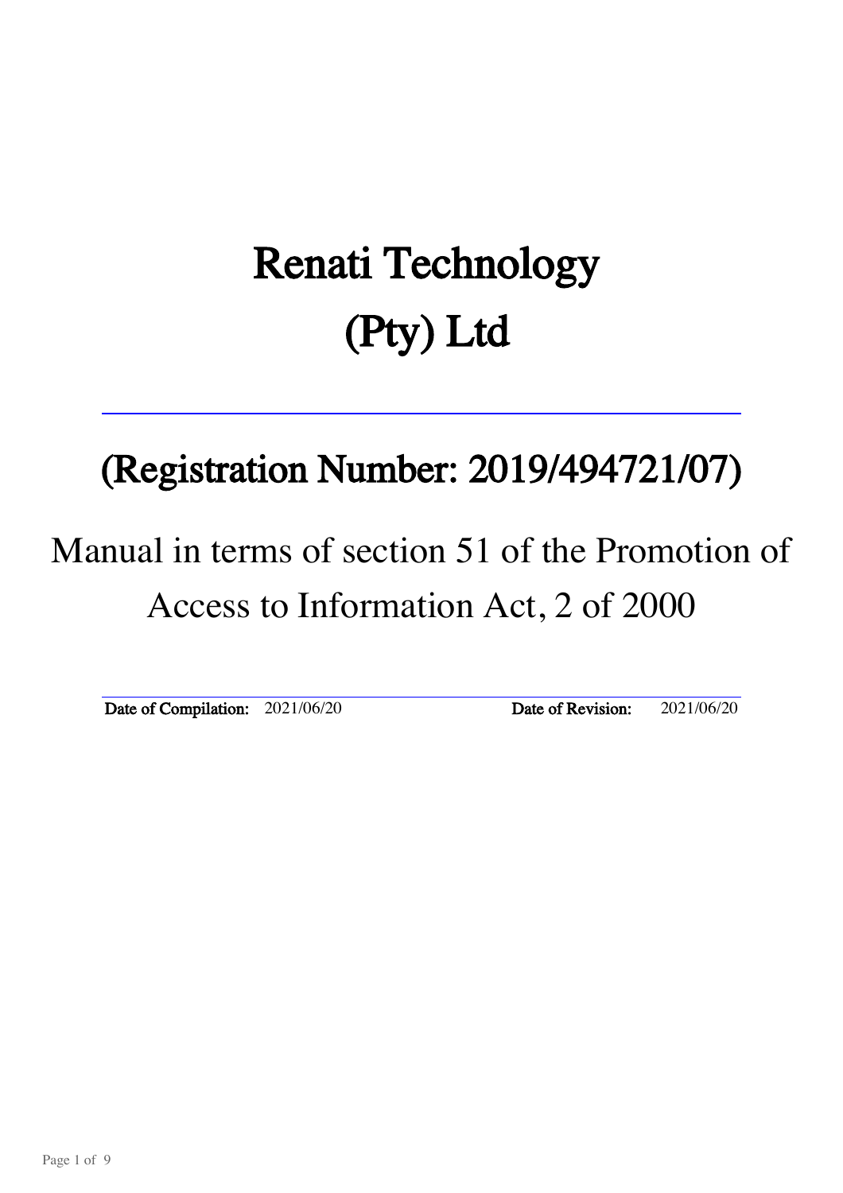# Renati Technology (Pty) Ltd

## (Registration Number: 2019/494721/07)

Manual in terms of section 51 of the Promotion of Access to Information Act, 2 of 2000

**Date of Compilation:** 2021/06/20 **Date of Revision:** 2021/06/20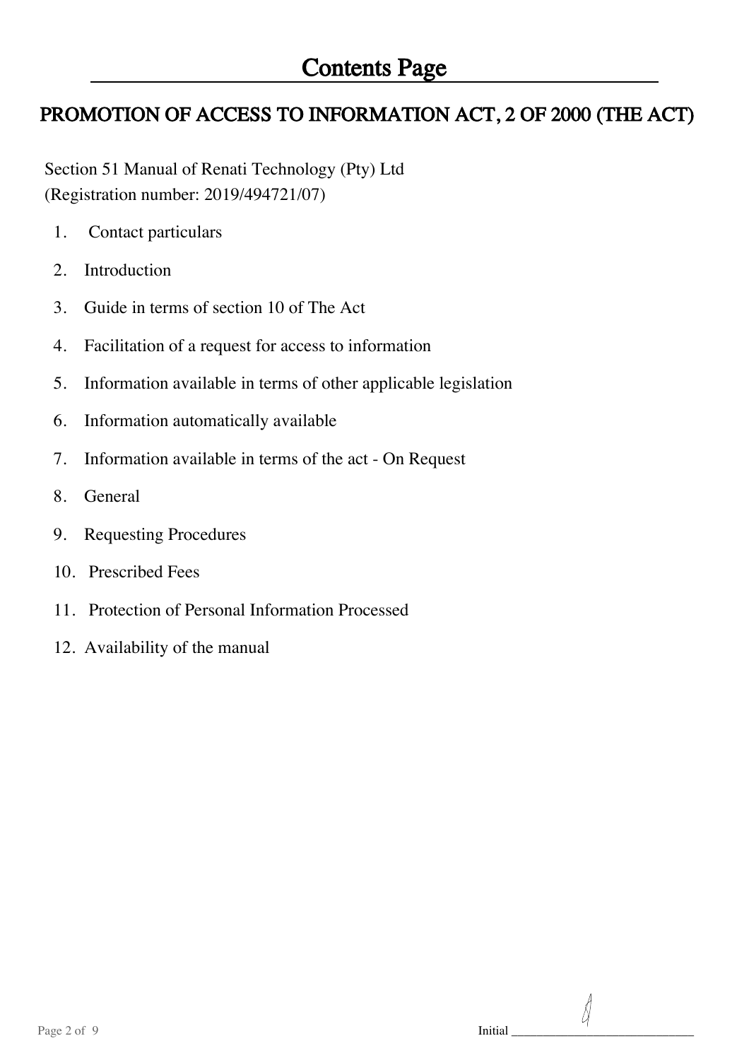# Contents Page

## PROMOTION OF ACCESS TO INFORMATION ACT, 2 OF 2000 (THE ACT)

Section 51 Manual of Renati Technology (Pty) Ltd
(Registration number: 2019/494721/07)

1. Contact particulars
2. Introduction
3. Guide in terms of section 10 of The Act
4. Facilitation of a request for access to information
5. Information available in terms of other applicable legislation
6. Information automatically available
7. Information available in terms of the act - On Request
8. General
9. Requesting Procedures
10. Prescribed Fees
11. Protection of Personal Information Processed
12. Availability of the manual

Initial ____________________________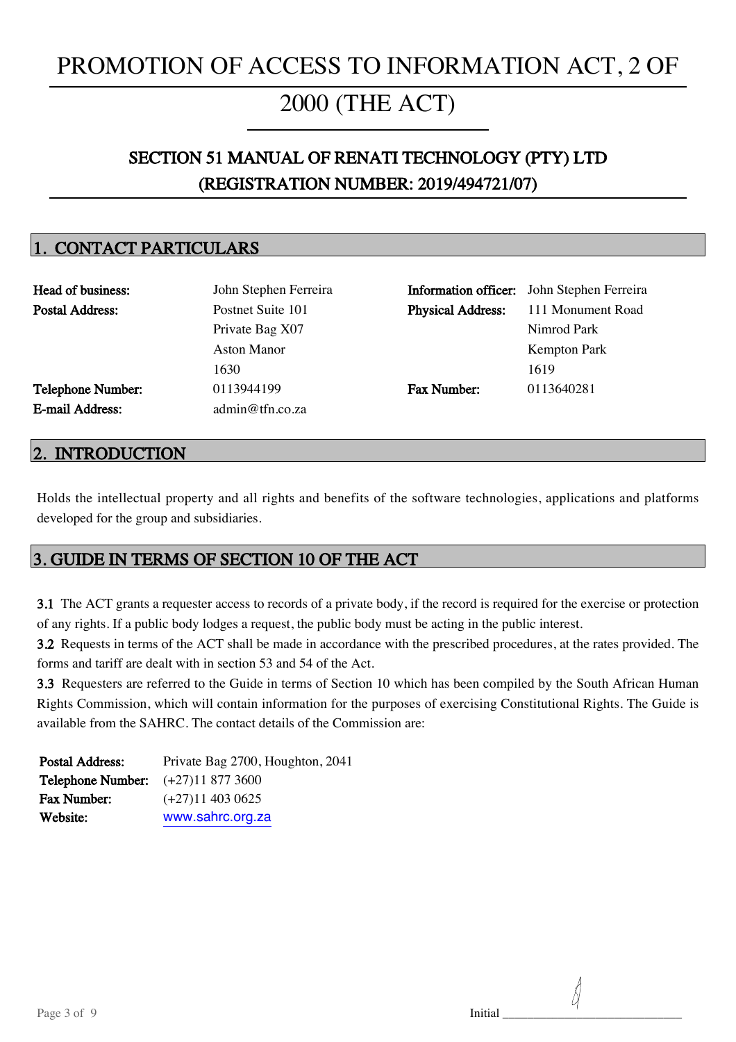# PROMOTION OF ACCESS TO INFORMATION ACT, 2 OF 2000 (THE ACT)

## SECTION 51 MANUAL OF RENATI TECHNOLOGY (PTY) LTD (REGISTRATION NUMBER: 2019/494721/07)

## 1. CONTACT PARTICULARS

| | | | |
|---|---|---|---|
| **Head of business:** | John Stephen Ferreira | **Information officer:** | John Stephen Ferreira |
| **Postal Address:** | Postnet Suite 101<br>Private Bag X07<br>Aston Manor<br>1630 | **Physical Address:** | 111 Monument Road<br>Nimrod Park<br>Kempton Park<br>1619 |
| **Telephone Number:** | 0113944199 | **Fax Number:** | 0113640281 |
| **E-mail Address:** | admin@tfn.co.za | | |

## 2. INTRODUCTION

Holds the intellectual property and all rights and benefits of the software technologies, applications and platforms developed for the group and subsidiaries.

## 3. GUIDE IN TERMS OF SECTION 10 OF THE ACT

**3.1** The ACT grants a requester access to records of a private body, if the record is required for the exercise or protection of any rights. If a public body lodges a request, the public body must be acting in the public interest.

**3.2** Requests in terms of the ACT shall be made in accordance with the prescribed procedures, at the rates provided. The forms and tariff are dealt with in section 53 and 54 of the Act.

**3.3** Requesters are referred to the Guide in terms of Section 10 which has been compiled by the South African Human Rights Commission, which will contain information for the purposes of exercising Constitutional Rights. The Guide is available from the SAHRC. The contact details of the Commission are:

| | |
|---|---|
| **Postal Address:** | Private Bag 2700, Houghton, 2041 |
| **Telephone Number:** | (+27)11 877 3600 |
| **Fax Number:** | (+27)11 403 0625 |
| **Website:** | www.sahrc.org.za |

Initial ______________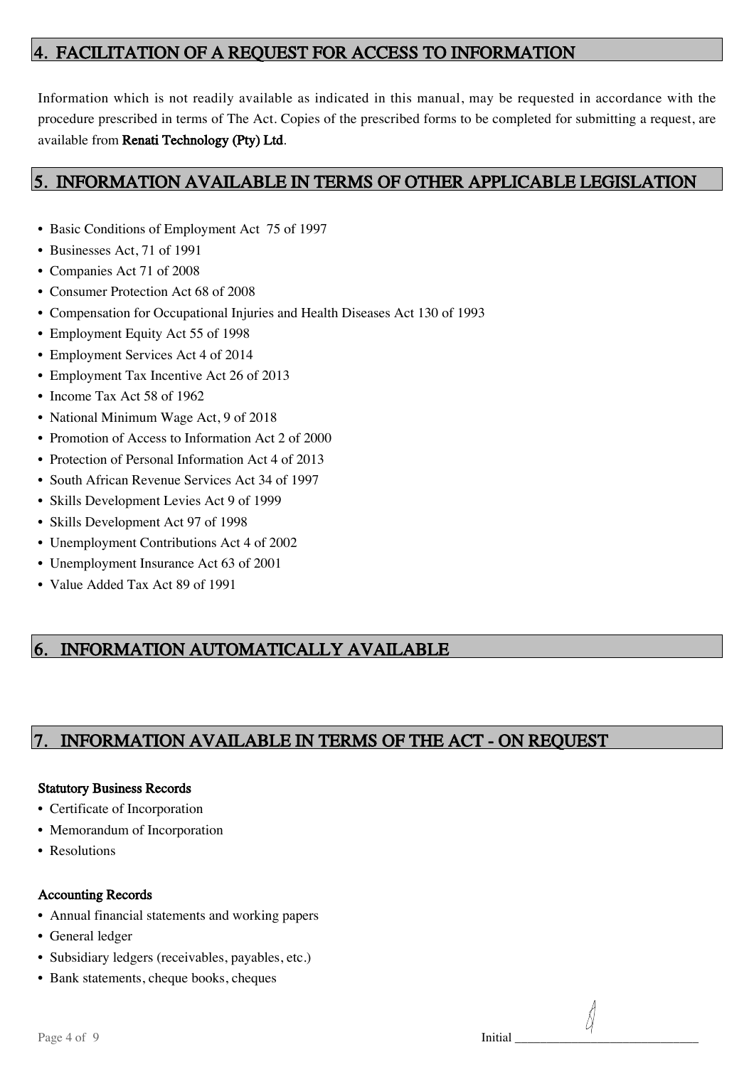## 4. FACILITATION OF A REQUEST FOR ACCESS TO INFORMATION

Information which is not readily available as indicated in this manual, may be requested in accordance with the procedure prescribed in terms of The Act. Copies of the prescribed forms to be completed for submitting a request, are available from **Renati Technology (Pty) Ltd**.

## 5. INFORMATION AVAILABLE IN TERMS OF OTHER APPLICABLE LEGISLATION

- Basic Conditions of Employment Act 75 of 1997
- Businesses Act, 71 of 1991
- Companies Act 71 of 2008
- Consumer Protection Act 68 of 2008
- Compensation for Occupational Injuries and Health Diseases Act 130 of 1993
- Employment Equity Act 55 of 1998
- Employment Services Act 4 of 2014
- Employment Tax Incentive Act 26 of 2013
- Income Tax Act 58 of 1962
- National Minimum Wage Act, 9 of 2018
- Promotion of Access to Information Act 2 of 2000
- Protection of Personal Information Act 4 of 2013
- South African Revenue Services Act 34 of 1997
- Skills Development Levies Act 9 of 1999
- Skills Development Act 97 of 1998
- Unemployment Contributions Act 4 of 2002
- Unemployment Insurance Act 63 of 2001
- Value Added Tax Act 89 of 1991

## 6. INFORMATION AUTOMATICALLY AVAILABLE

## 7. INFORMATION AVAILABLE IN TERMS OF THE ACT - ON REQUEST

**Statutory Business Records**

- Certificate of Incorporation
- Memorandum of Incorporation
- Resolutions

**Accounting Records**

- Annual financial statements and working papers
- General ledger
- Subsidiary ledgers (receivables, payables, etc.)
- Bank statements, cheque books, cheques

Initial ____________________________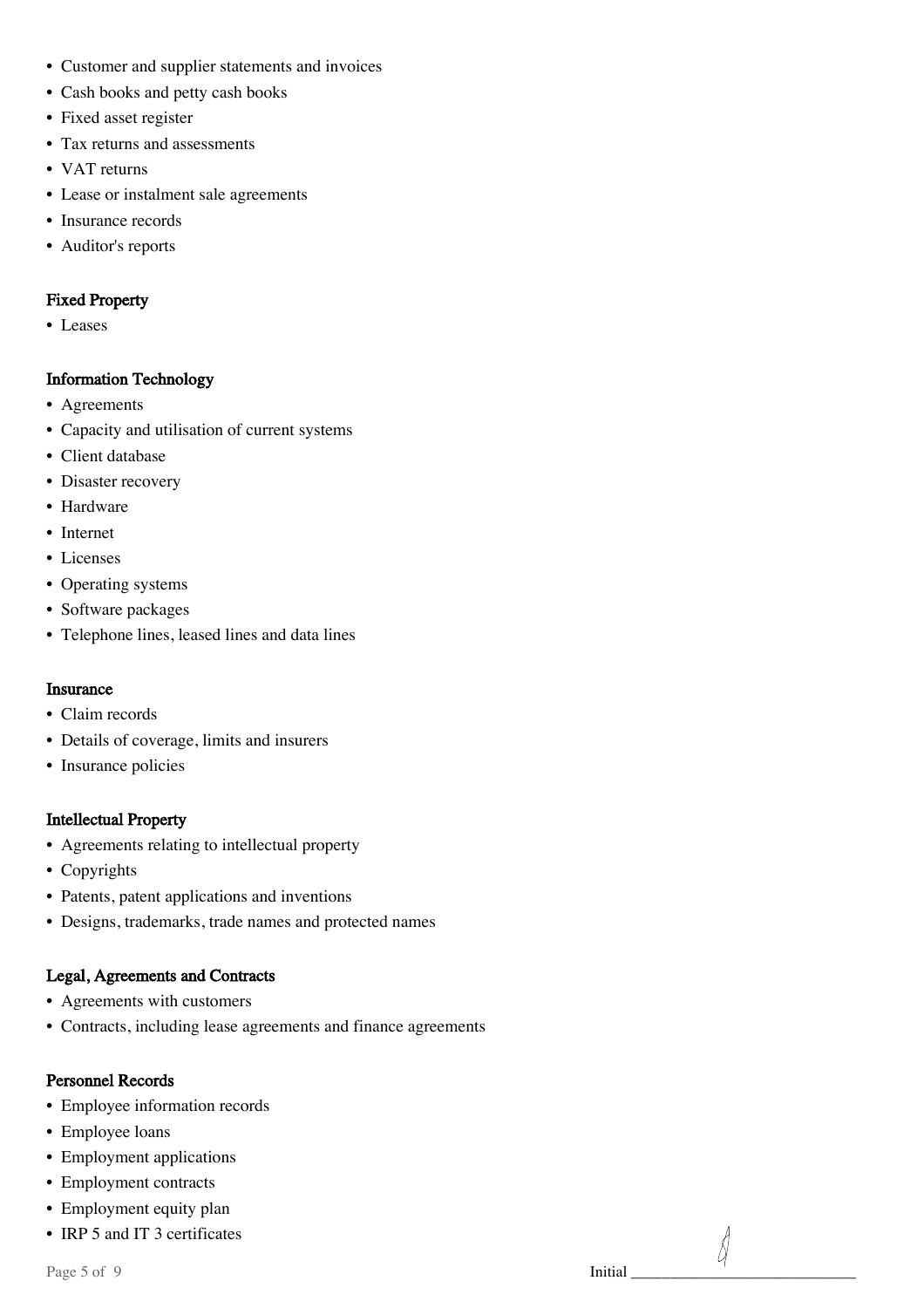- Customer and supplier statements and invoices
- Cash books and petty cash books
- Fixed asset register
- Tax returns and assessments
- VAT returns
- Lease or instalment sale agreements
- Insurance records
- Auditor's reports

**Fixed Property**

- Leases

**Information Technology**

- Agreements
- Capacity and utilisation of current systems
- Client database
- Disaster recovery
- Hardware
- Internet
- Licenses
- Operating systems
- Software packages
- Telephone lines, leased lines and data lines

**Insurance**

- Claim records
- Details of coverage, limits and insurers
- Insurance policies

**Intellectual Property**

- Agreements relating to intellectual property
- Copyrights
- Patents, patent applications and inventions
- Designs, trademarks, trade names and protected names

**Legal, Agreements and Contracts**

- Agreements with customers
- Contracts, including lease agreements and finance agreements

**Personnel Records**

- Employee information records
- Employee loans
- Employment applications
- Employment contracts
- Employment equity plan
- IRP 5 and IT 3 certificates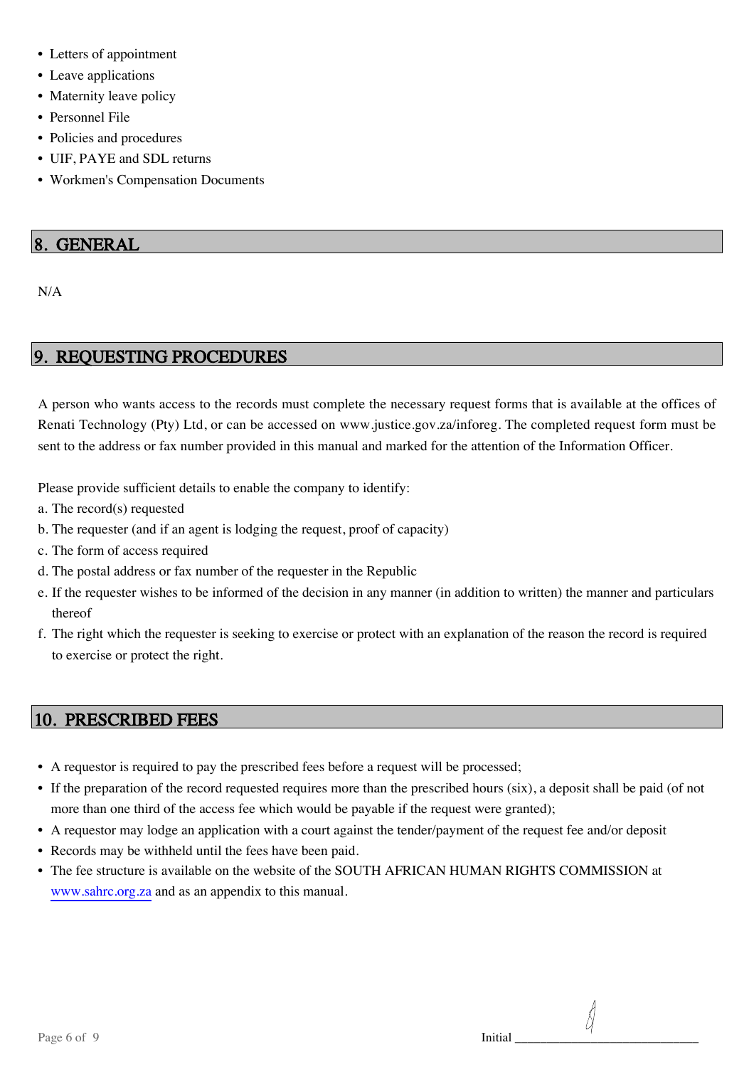- Letters of appointment
- Leave applications
- Maternity leave policy
- Personnel File
- Policies and procedures
- UIF, PAYE and SDL returns
- Workmen's Compensation Documents

## 8. GENERAL

N/A

## 9. REQUESTING PROCEDURES

A person who wants access to the records must complete the necessary request forms that is available at the offices of Renati Technology (Pty) Ltd, or can be accessed on www.justice.gov.za/inforeg. The completed request form must be sent to the address or fax number provided in this manual and marked for the attention of the Information Officer.

Please provide sufficient details to enable the company to identify:

a. The record(s) requested
b. The requester (and if an agent is lodging the request, proof of capacity)
c. The form of access required
d. The postal address or fax number of the requester in the Republic
e. If the requester wishes to be informed of the decision in any manner (in addition to written) the manner and particulars thereof
f. The right which the requester is seeking to exercise or protect with an explanation of the reason the record is required to exercise or protect the right.

## 10. PRESCRIBED FEES

- A requestor is required to pay the prescribed fees before a request will be processed;
- If the preparation of the record requested requires more than the prescribed hours (six), a deposit shall be paid (of not more than one third of the access fee which would be payable if the request were granted);
- A requestor may lodge an application with a court against the tender/payment of the request fee and/or deposit
- Records may be withheld until the fees have been paid.
- The fee structure is available on the website of the SOUTH AFRICAN HUMAN RIGHTS COMMISSION at www.sahrc.org.za and as an appendix to this manual.

Initial ____________________________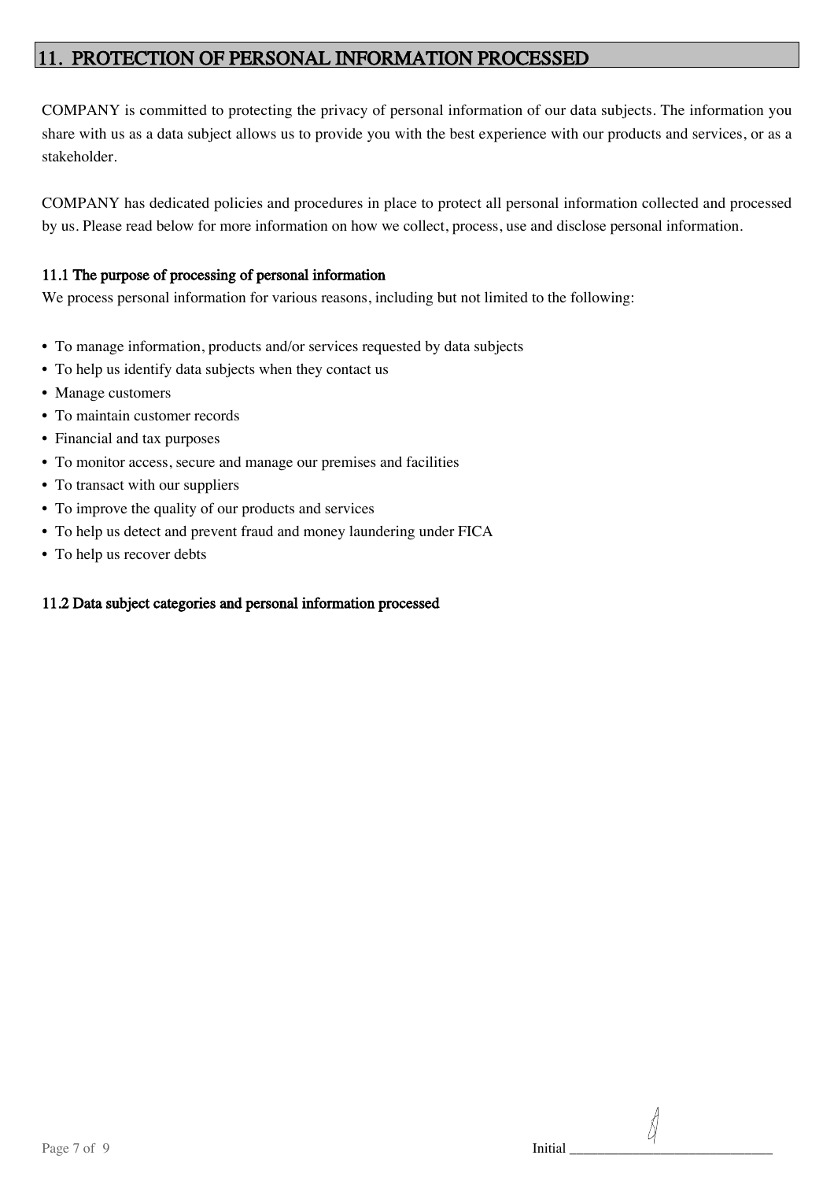## 11. PROTECTION OF PERSONAL INFORMATION PROCESSED

COMPANY is committed to protecting the privacy of personal information of our data subjects. The information you share with us as a data subject allows us to provide you with the best experience with our products and services, or as a stakeholder.

COMPANY has dedicated policies and procedures in place to protect all personal information collected and processed by us. Please read below for more information on how we collect, process, use and disclose personal information.

### 11.1 The purpose of processing of personal information

We process personal information for various reasons, including but not limited to the following:

- To manage information, products and/or services requested by data subjects
- To help us identify data subjects when they contact us
- Manage customers
- To maintain customer records
- Financial and tax purposes
- To monitor access, secure and manage our premises and facilities
- To transact with our suppliers
- To improve the quality of our products and services
- To help us detect and prevent fraud and money laundering under FICA
- To help us recover debts

### 11.2 Data subject categories and personal information processed

Initial ____________________________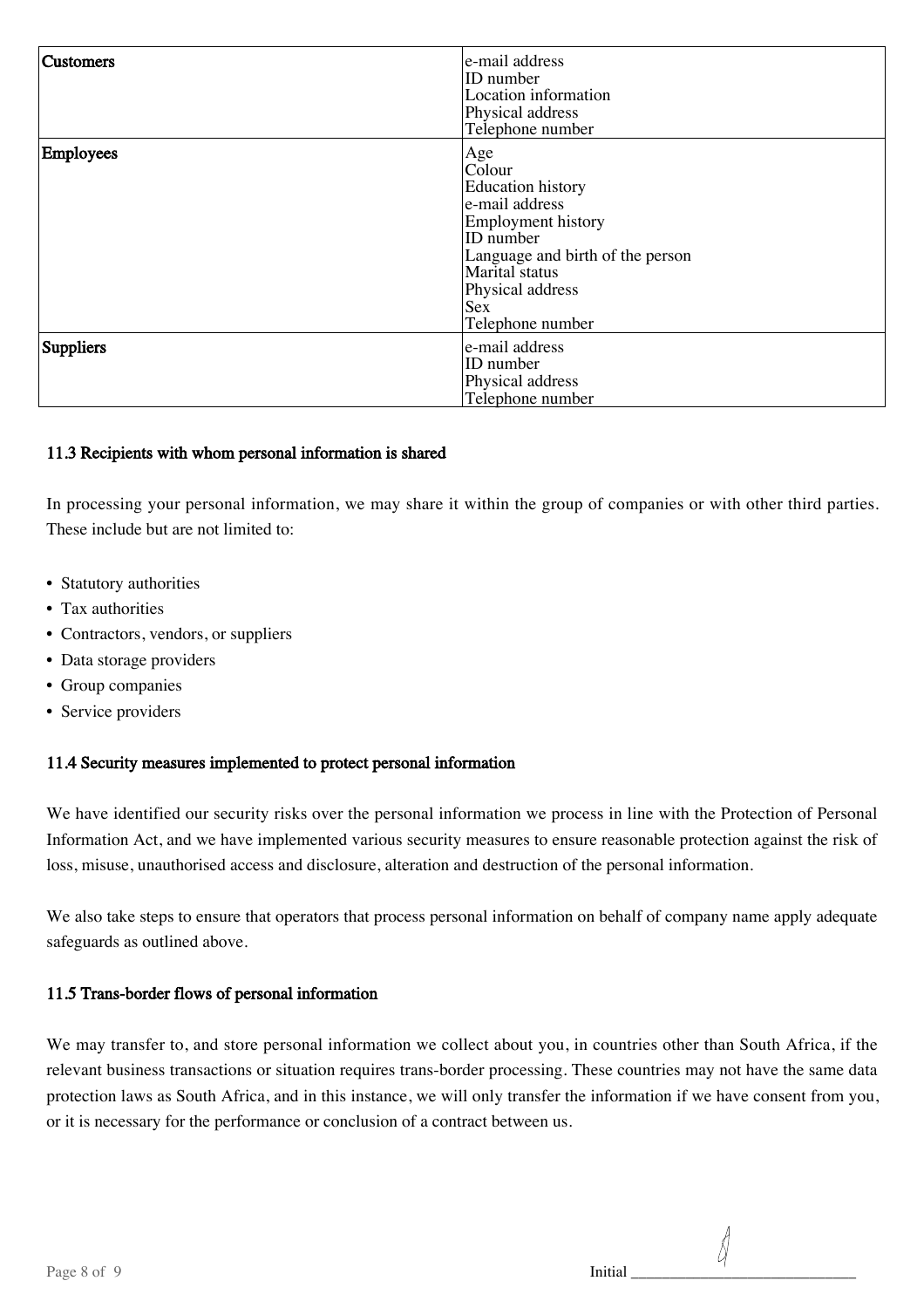| Customers | e-mail address<br>ID number<br>Location information<br>Physical address<br>Telephone number |
|---|---|
| Employees | Age<br>Colour<br>Education history<br>e-mail address<br>Employment history<br>ID number<br>Language and birth of the person<br>Marital status<br>Physical address<br>Sex<br>Telephone number |
| Suppliers | e-mail address<br>ID number<br>Physical address<br>Telephone number |

### 11.3 Recipients with whom personal information is shared

In processing your personal information, we may share it within the group of companies or with other third parties. These include but are not limited to:

- Statutory authorities
- Tax authorities
- Contractors, vendors, or suppliers
- Data storage providers
- Group companies
- Service providers

### 11.4 Security measures implemented to protect personal information

We have identified our security risks over the personal information we process in line with the Protection of Personal Information Act, and we have implemented various security measures to ensure reasonable protection against the risk of loss, misuse, unauthorised access and disclosure, alteration and destruction of the personal information.

We also take steps to ensure that operators that process personal information on behalf of company name apply adequate safeguards as outlined above.

### 11.5 Trans-border flows of personal information

We may transfer to, and store personal information we collect about you, in countries other than South Africa, if the relevant business transactions or situation requires trans-border processing. These countries may not have the same data protection laws as South Africa, and in this instance, we will only transfer the information if we have consent from you, or it is necessary for the performance or conclusion of a contract between us.

Initial ____________________________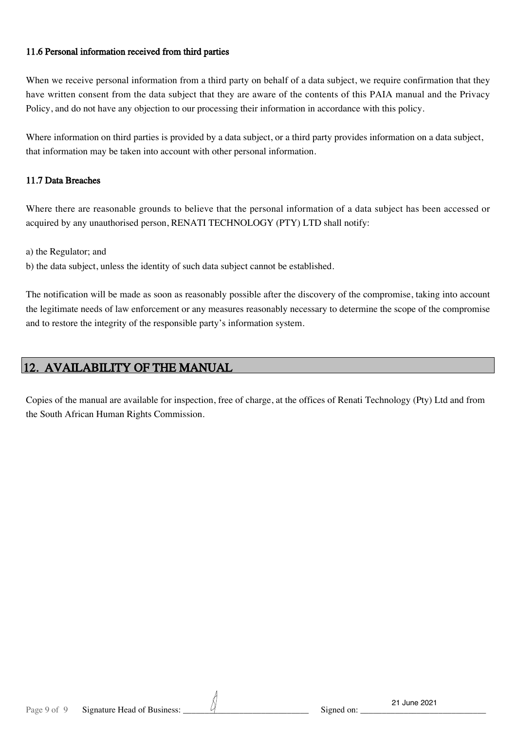### 11.6 Personal information received from third parties

When we receive personal information from a third party on behalf of a data subject, we require confirmation that they have written consent from the data subject that they are aware of the contents of this PAIA manual and the Privacy Policy, and do not have any objection to our processing their information in accordance with this policy.

Where information on third parties is provided by a data subject, or a third party provides information on a data subject, that information may be taken into account with other personal information.

### 11.7 Data Breaches

Where there are reasonable grounds to believe that the personal information of a data subject has been accessed or acquired by any unauthorised person, RENATI TECHNOLOGY (PTY) LTD shall notify:

a) the Regulator; and
b) the data subject, unless the identity of such data subject cannot be established.

The notification will be made as soon as reasonably possible after the discovery of the compromise, taking into account the legitimate needs of law enforcement or any measures reasonably necessary to determine the scope of the compromise and to restore the integrity of the responsible party's information system.

## 12. AVAILABILITY OF THE MANUAL

Copies of the manual are available for inspection, free of charge, at the offices of Renati Technology (Pty) Ltd and from the South African Human Rights Commission.